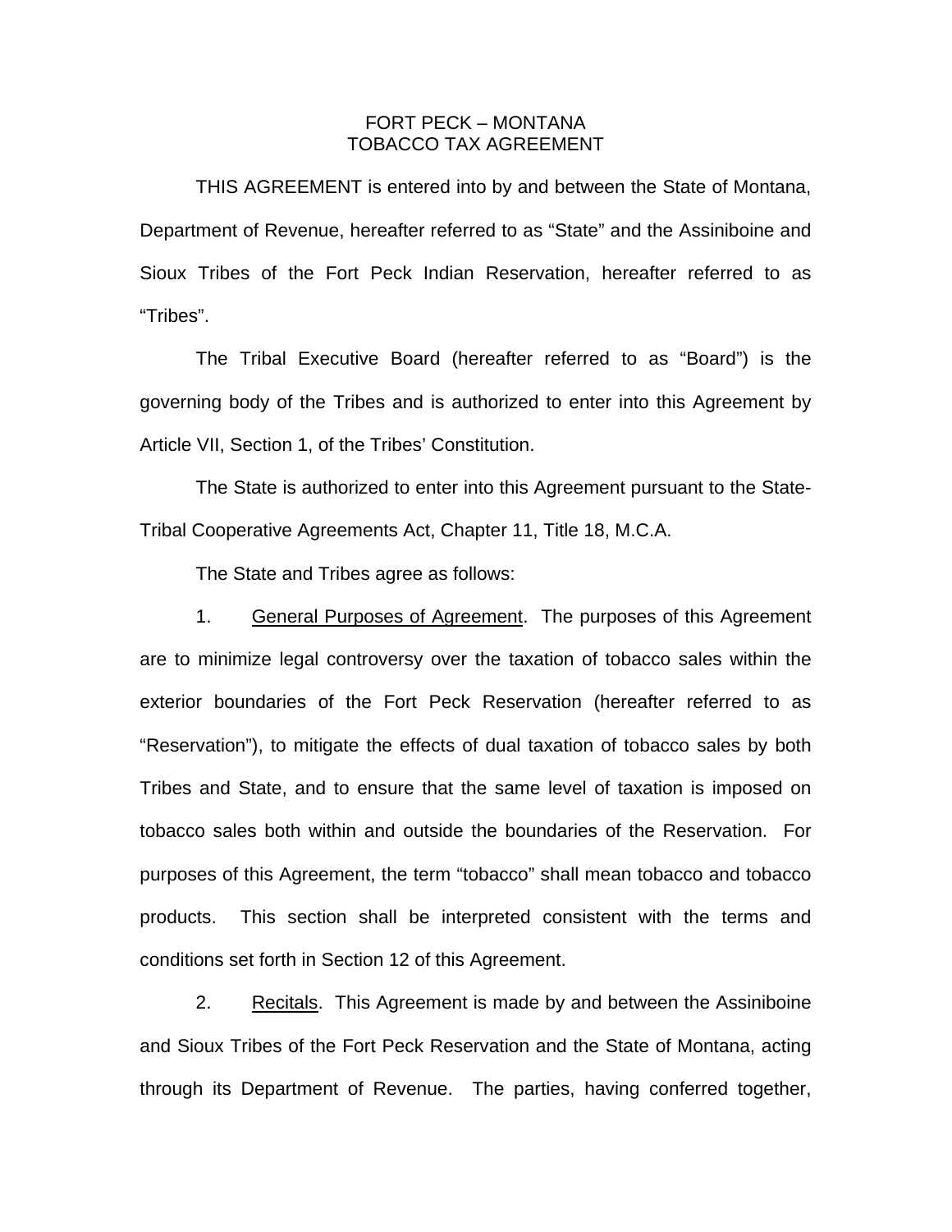# FORT PECK – MONTANA
# TOBACCO TAX AGREEMENT

THIS AGREEMENT is entered into by and between the State of Montana, Department of Revenue, hereafter referred to as "State" and the Assiniboine and Sioux Tribes of the Fort Peck Indian Reservation, hereafter referred to as "Tribes".

The Tribal Executive Board (hereafter referred to as "Board") is the governing body of the Tribes and is authorized to enter into this Agreement by Article VII, Section 1, of the Tribes' Constitution.

The State is authorized to enter into this Agreement pursuant to the State-Tribal Cooperative Agreements Act, Chapter 11, Title 18, M.C.A.

The State and Tribes agree as follows:

1. General Purposes of Agreement. The purposes of this Agreement are to minimize legal controversy over the taxation of tobacco sales within the exterior boundaries of the Fort Peck Reservation (hereafter referred to as "Reservation"), to mitigate the effects of dual taxation of tobacco sales by both Tribes and State, and to ensure that the same level of taxation is imposed on tobacco sales both within and outside the boundaries of the Reservation. For purposes of this Agreement, the term "tobacco" shall mean tobacco and tobacco products. This section shall be interpreted consistent with the terms and conditions set forth in Section 12 of this Agreement.

2. Recitals. This Agreement is made by and between the Assiniboine and Sioux Tribes of the Fort Peck Reservation and the State of Montana, acting through its Department of Revenue. The parties, having conferred together,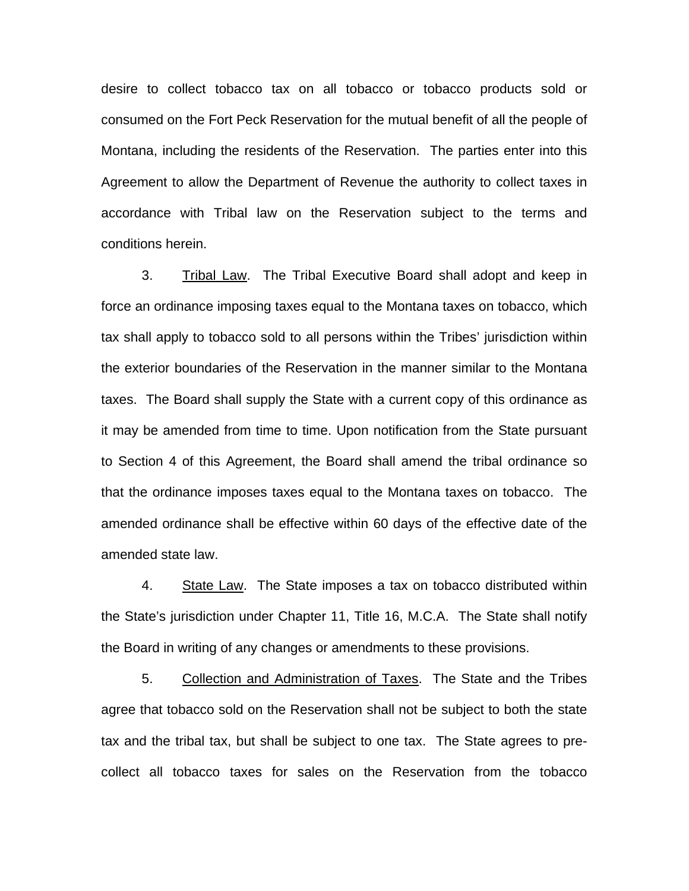desire to collect tobacco tax on all tobacco or tobacco products sold or consumed on the Fort Peck Reservation for the mutual benefit of all the people of Montana, including the residents of the Reservation. The parties enter into this Agreement to allow the Department of Revenue the authority to collect taxes in accordance with Tribal law on the Reservation subject to the terms and conditions herein.

3. Tribal Law. The Tribal Executive Board shall adopt and keep in force an ordinance imposing taxes equal to the Montana taxes on tobacco, which tax shall apply to tobacco sold to all persons within the Tribes' jurisdiction within the exterior boundaries of the Reservation in the manner similar to the Montana taxes. The Board shall supply the State with a current copy of this ordinance as it may be amended from time to time. Upon notification from the State pursuant to Section 4 of this Agreement, the Board shall amend the tribal ordinance so that the ordinance imposes taxes equal to the Montana taxes on tobacco. The amended ordinance shall be effective within 60 days of the effective date of the amended state law.

4. State Law. The State imposes a tax on tobacco distributed within the State's jurisdiction under Chapter 11, Title 16, M.C.A. The State shall notify the Board in writing of any changes or amendments to these provisions.

5. Collection and Administration of Taxes. The State and the Tribes agree that tobacco sold on the Reservation shall not be subject to both the state tax and the tribal tax, but shall be subject to one tax. The State agrees to pre-collect all tobacco taxes for sales on the Reservation from the tobacco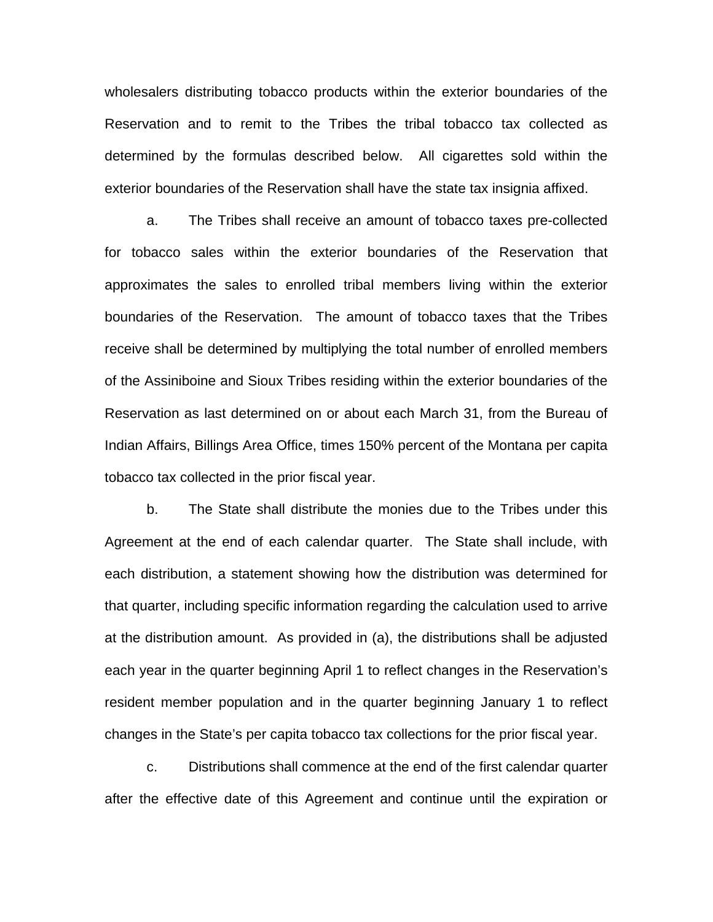wholesalers distributing tobacco products within the exterior boundaries of the Reservation and to remit to the Tribes the tribal tobacco tax collected as determined by the formulas described below. All cigarettes sold within the exterior boundaries of the Reservation shall have the state tax insignia affixed.

a. The Tribes shall receive an amount of tobacco taxes pre-collected for tobacco sales within the exterior boundaries of the Reservation that approximates the sales to enrolled tribal members living within the exterior boundaries of the Reservation. The amount of tobacco taxes that the Tribes receive shall be determined by multiplying the total number of enrolled members of the Assiniboine and Sioux Tribes residing within the exterior boundaries of the Reservation as last determined on or about each March 31, from the Bureau of Indian Affairs, Billings Area Office, times 150% percent of the Montana per capita tobacco tax collected in the prior fiscal year.

b. The State shall distribute the monies due to the Tribes under this Agreement at the end of each calendar quarter. The State shall include, with each distribution, a statement showing how the distribution was determined for that quarter, including specific information regarding the calculation used to arrive at the distribution amount. As provided in (a), the distributions shall be adjusted each year in the quarter beginning April 1 to reflect changes in the Reservation's resident member population and in the quarter beginning January 1 to reflect changes in the State's per capita tobacco tax collections for the prior fiscal year.

c. Distributions shall commence at the end of the first calendar quarter after the effective date of this Agreement and continue until the expiration or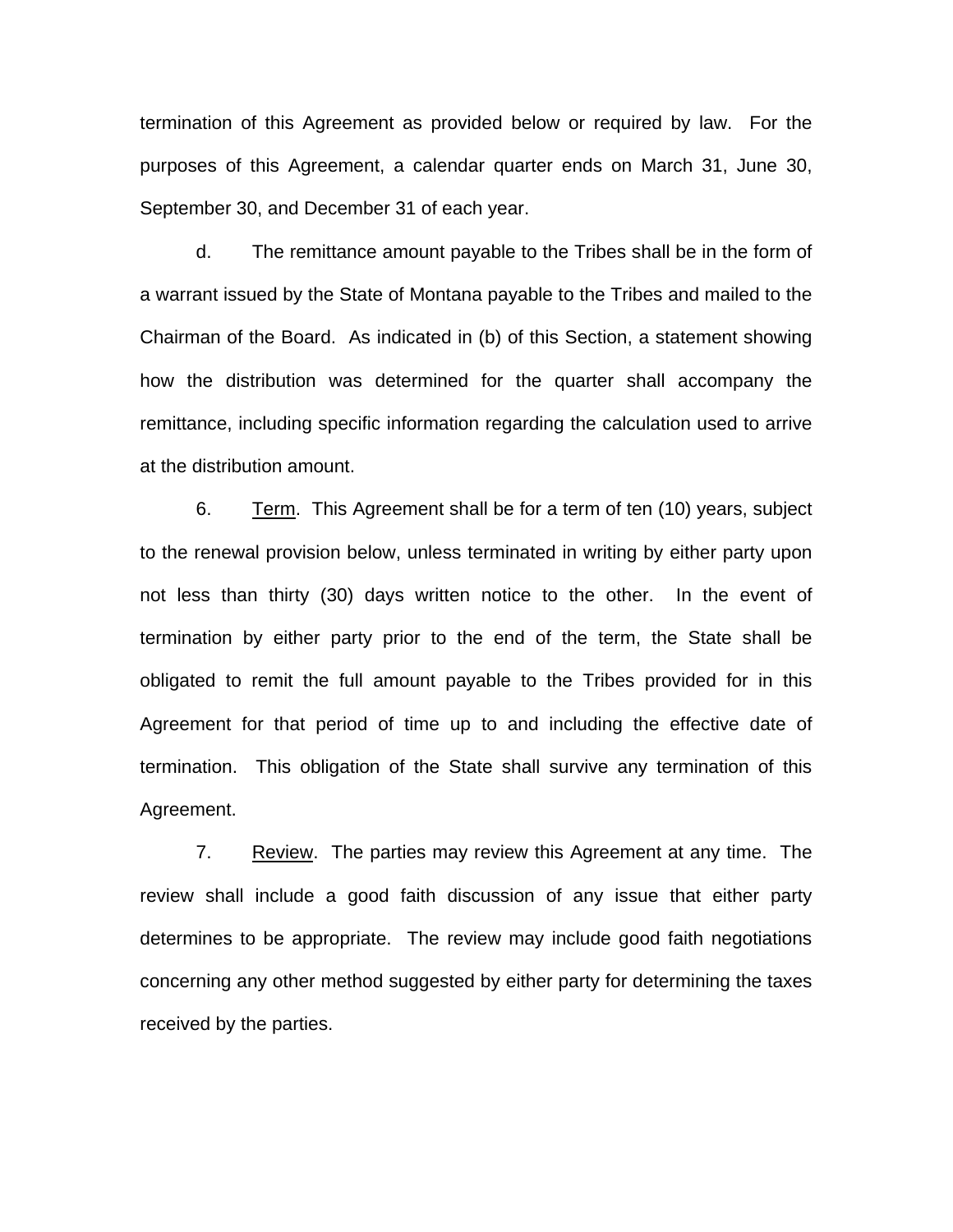termination of this Agreement as provided below or required by law. For the purposes of this Agreement, a calendar quarter ends on March 31, June 30, September 30, and December 31 of each year.

d. The remittance amount payable to the Tribes shall be in the form of a warrant issued by the State of Montana payable to the Tribes and mailed to the Chairman of the Board. As indicated in (b) of this Section, a statement showing how the distribution was determined for the quarter shall accompany the remittance, including specific information regarding the calculation used to arrive at the distribution amount.

6. Term. This Agreement shall be for a term of ten (10) years, subject to the renewal provision below, unless terminated in writing by either party upon not less than thirty (30) days written notice to the other. In the event of termination by either party prior to the end of the term, the State shall be obligated to remit the full amount payable to the Tribes provided for in this Agreement for that period of time up to and including the effective date of termination. This obligation of the State shall survive any termination of this Agreement.

7. Review. The parties may review this Agreement at any time. The review shall include a good faith discussion of any issue that either party determines to be appropriate. The review may include good faith negotiations concerning any other method suggested by either party for determining the taxes received by the parties.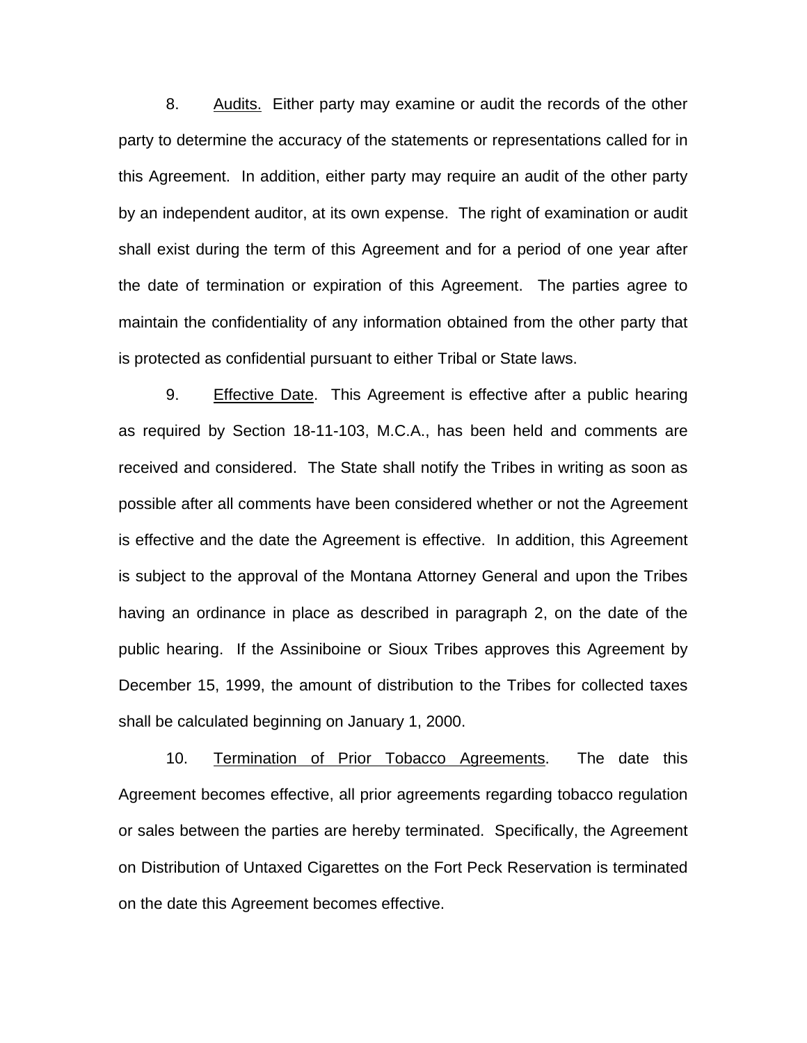8. Audits. Either party may examine or audit the records of the other party to determine the accuracy of the statements or representations called for in this Agreement. In addition, either party may require an audit of the other party by an independent auditor, at its own expense. The right of examination or audit shall exist during the term of this Agreement and for a period of one year after the date of termination or expiration of this Agreement. The parties agree to maintain the confidentiality of any information obtained from the other party that is protected as confidential pursuant to either Tribal or State laws.

9. Effective Date. This Agreement is effective after a public hearing as required by Section 18-11-103, M.C.A., has been held and comments are received and considered. The State shall notify the Tribes in writing as soon as possible after all comments have been considered whether or not the Agreement is effective and the date the Agreement is effective. In addition, this Agreement is subject to the approval of the Montana Attorney General and upon the Tribes having an ordinance in place as described in paragraph 2, on the date of the public hearing. If the Assiniboine or Sioux Tribes approves this Agreement by December 15, 1999, the amount of distribution to the Tribes for collected taxes shall be calculated beginning on January 1, 2000.

10. Termination of Prior Tobacco Agreements. The date this Agreement becomes effective, all prior agreements regarding tobacco regulation or sales between the parties are hereby terminated. Specifically, the Agreement on Distribution of Untaxed Cigarettes on the Fort Peck Reservation is terminated on the date this Agreement becomes effective.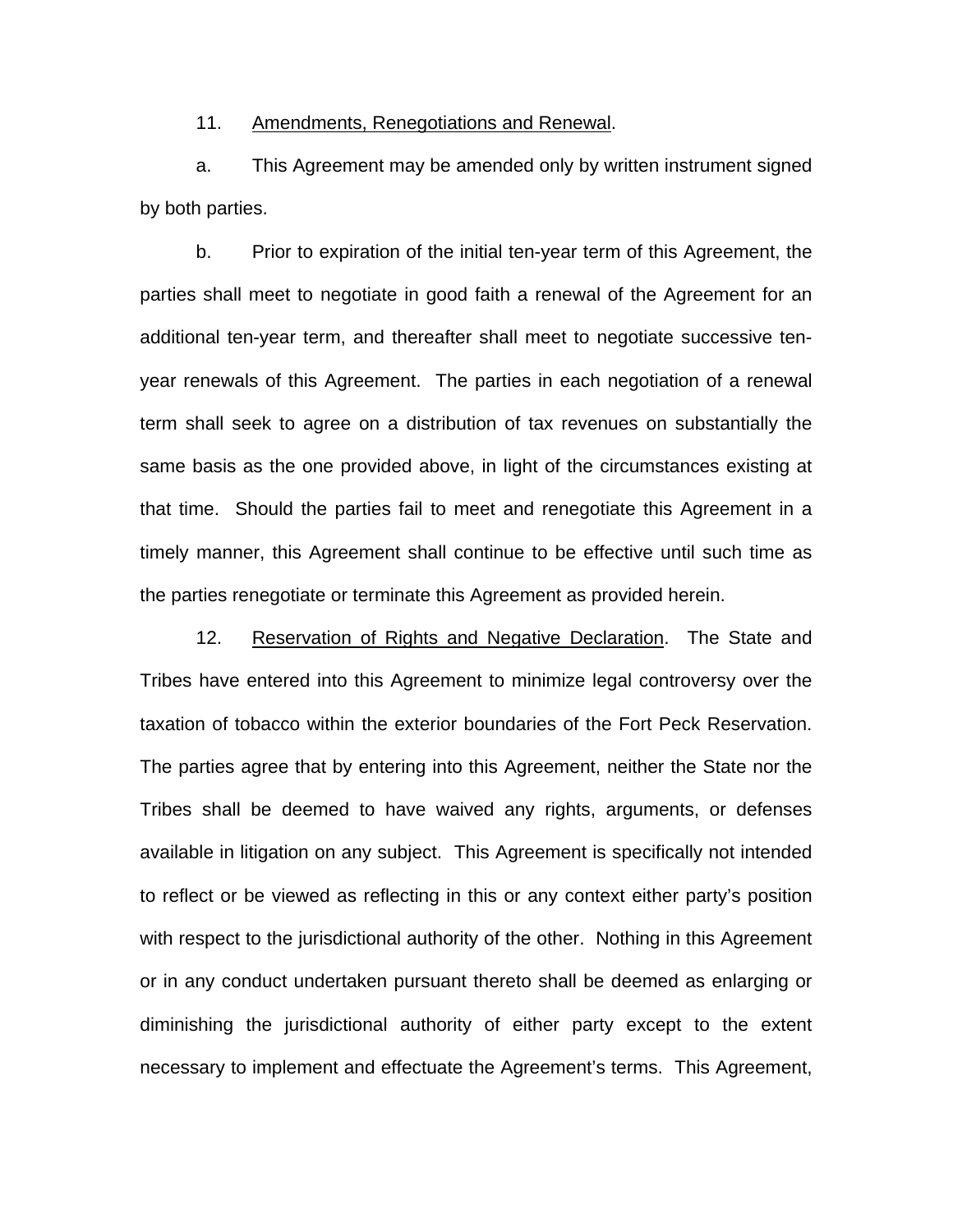11. Amendments, Renegotiations and Renewal.

a. This Agreement may be amended only by written instrument signed by both parties.

b. Prior to expiration of the initial ten-year term of this Agreement, the parties shall meet to negotiate in good faith a renewal of the Agreement for an additional ten-year term, and thereafter shall meet to negotiate successive ten-year renewals of this Agreement. The parties in each negotiation of a renewal term shall seek to agree on a distribution of tax revenues on substantially the same basis as the one provided above, in light of the circumstances existing at that time. Should the parties fail to meet and renegotiate this Agreement in a timely manner, this Agreement shall continue to be effective until such time as the parties renegotiate or terminate this Agreement as provided herein.

12. Reservation of Rights and Negative Declaration. The State and Tribes have entered into this Agreement to minimize legal controversy over the taxation of tobacco within the exterior boundaries of the Fort Peck Reservation. The parties agree that by entering into this Agreement, neither the State nor the Tribes shall be deemed to have waived any rights, arguments, or defenses available in litigation on any subject. This Agreement is specifically not intended to reflect or be viewed as reflecting in this or any context either party's position with respect to the jurisdictional authority of the other. Nothing in this Agreement or in any conduct undertaken pursuant thereto shall be deemed as enlarging or diminishing the jurisdictional authority of either party except to the extent necessary to implement and effectuate the Agreement's terms. This Agreement,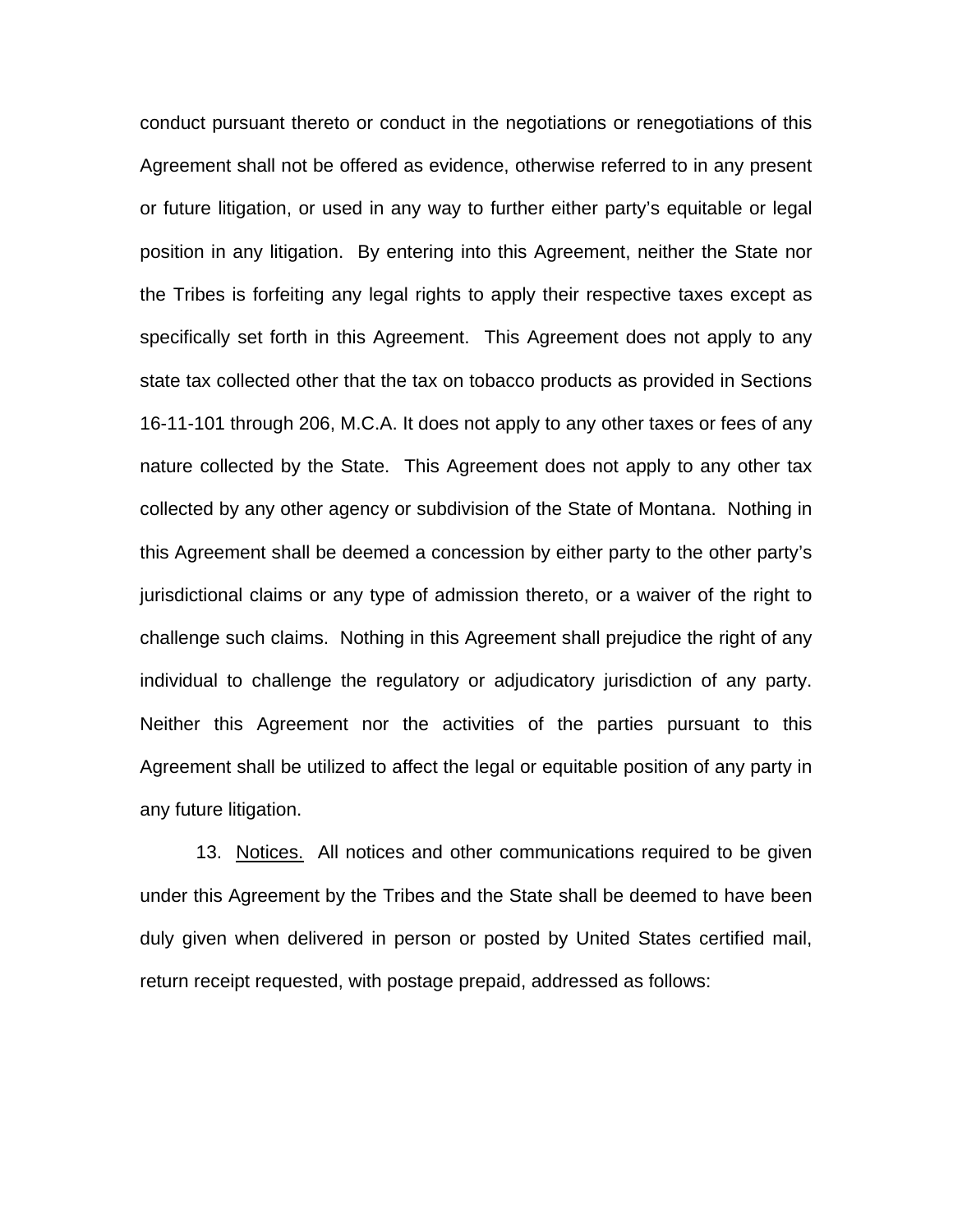conduct pursuant thereto or conduct in the negotiations or renegotiations of this Agreement shall not be offered as evidence, otherwise referred to in any present or future litigation, or used in any way to further either party's equitable or legal position in any litigation. By entering into this Agreement, neither the State nor the Tribes is forfeiting any legal rights to apply their respective taxes except as specifically set forth in this Agreement. This Agreement does not apply to any state tax collected other that the tax on tobacco products as provided in Sections 16-11-101 through 206, M.C.A. It does not apply to any other taxes or fees of any nature collected by the State. This Agreement does not apply to any other tax collected by any other agency or subdivision of the State of Montana. Nothing in this Agreement shall be deemed a concession by either party to the other party's jurisdictional claims or any type of admission thereto, or a waiver of the right to challenge such claims. Nothing in this Agreement shall prejudice the right of any individual to challenge the regulatory or adjudicatory jurisdiction of any party. Neither this Agreement nor the activities of the parties pursuant to this Agreement shall be utilized to affect the legal or equitable position of any party in any future litigation.

13. Notices. All notices and other communications required to be given under this Agreement by the Tribes and the State shall be deemed to have been duly given when delivered in person or posted by United States certified mail, return receipt requested, with postage prepaid, addressed as follows: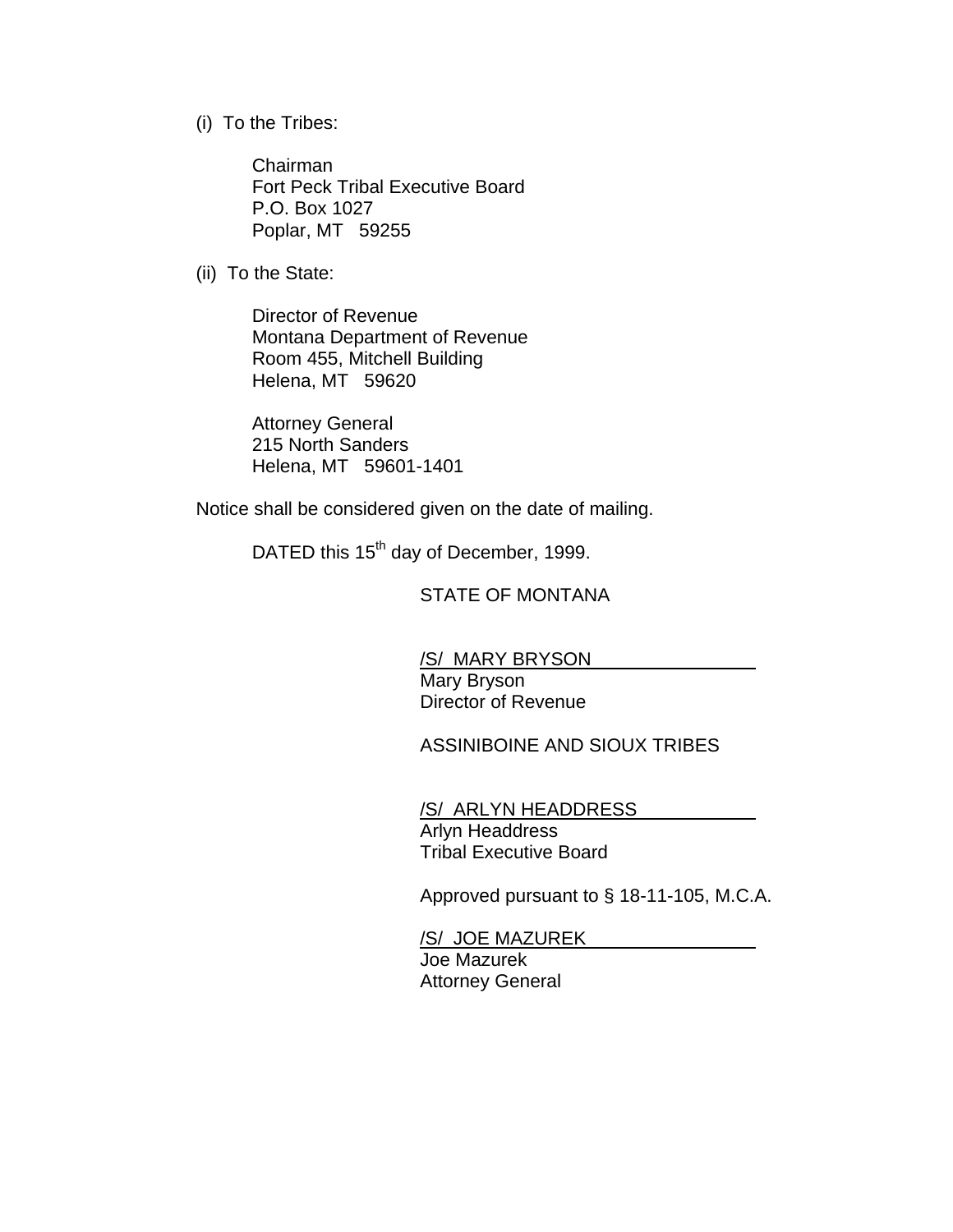(i) To the Tribes:

Chairman
Fort Peck Tribal Executive Board
P.O. Box 1027
Poplar, MT 59255

(ii) To the State:

Director of Revenue
Montana Department of Revenue
Room 455, Mitchell Building
Helena, MT 59620

Attorney General
215 North Sanders
Helena, MT 59601-1401

Notice shall be considered given on the date of mailing.

DATED this 15th day of December, 1999.

STATE OF MONTANA

/S/ MARY BRYSON
Mary Bryson
Director of Revenue

ASSINIBOINE AND SIOUX TRIBES

/S/ ARLYN HEADDRESS
Arlyn Headdress
Tribal Executive Board

Approved pursuant to § 18-11-105, M.C.A.

/S/ JOE MAZUREK
Joe Mazurek
Attorney General